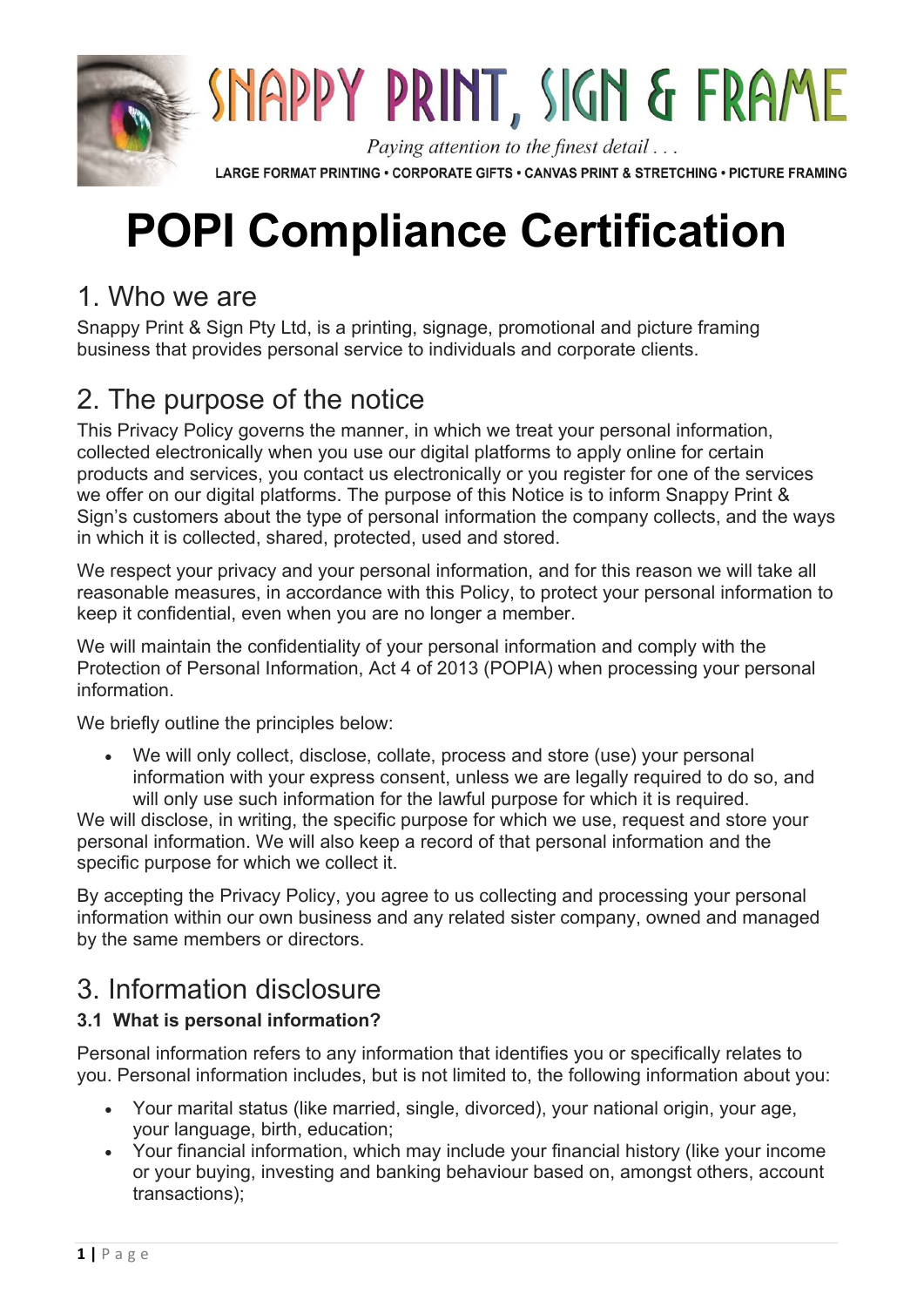SNAPPY PRINT, SIGN & FRAME

*Paying attention to the finest detail . . .*

LARGE FORMAT PRINTING • CORPORATE GIFTS • CANVAS PRINT & STRETCHING • PICTURE FRAMING

# POPI Compliance Certification

## 1. Who we are

Snappy Print & Sign Pty Ltd, is a printing, signage, promotional and picture framing business that provides personal service to individuals and corporate clients.

## 2. The purpose of the notice

This Privacy Policy governs the manner, in which we treat your personal information, collected electronically when you use our digital platforms to apply online for certain products and services, you contact us electronically or you register for one of the services we offer on our digital platforms. The purpose of this Notice is to inform Snappy Print & Sign's customers about the type of personal information the company collects, and the ways in which it is collected, shared, protected, used and stored.

We respect your privacy and your personal information, and for this reason we will take all reasonable measures, in accordance with this Policy, to protect your personal information to keep it confidential, even when you are no longer a member.

We will maintain the confidentiality of your personal information and comply with the Protection of Personal Information, Act 4 of 2013 (POPIA) when processing your personal information.

We briefly outline the principles below:

- We will only collect, disclose, collate, process and store (use) your personal information with your express consent, unless we are legally required to do so, and will only use such information for the lawful purpose for which it is required.

We will disclose, in writing, the specific purpose for which we use, request and store your personal information. We will also keep a record of that personal information and the specific purpose for which we collect it.

By accepting the Privacy Policy, you agree to us collecting and processing your personal information within our own business and any related sister company, owned and managed by the same members or directors.

## 3. Information disclosure

### 3.1 What is personal information?

Personal information refers to any information that identifies you or specifically relates to you. Personal information includes, but is not limited to, the following information about you:

- Your marital status (like married, single, divorced), your national origin, your age, your language, birth, education;
- Your financial information, which may include your financial history (like your income or your buying, investing and banking behaviour based on, amongst others, account transactions);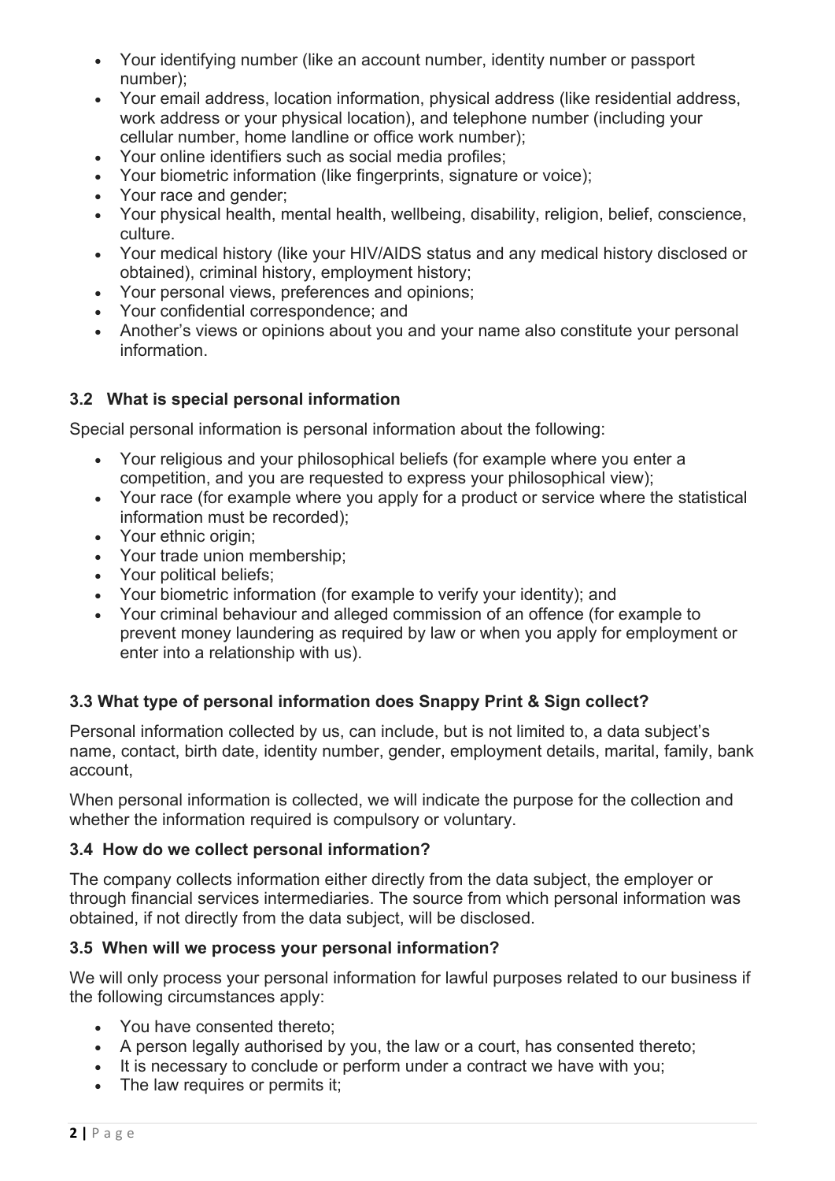- Your identifying number (like an account number, identity number or passport number);
- Your email address, location information, physical address (like residential address, work address or your physical location), and telephone number (including your cellular number, home landline or office work number);
- Your online identifiers such as social media profiles;
- Your biometric information (like fingerprints, signature or voice);
- Your race and gender;
- Your physical health, mental health, wellbeing, disability, religion, belief, conscience, culture.
- Your medical history (like your HIV/AIDS status and any medical history disclosed or obtained), criminal history, employment history;
- Your personal views, preferences and opinions;
- Your confidential correspondence; and
- Another's views or opinions about you and your name also constitute your personal information.

### 3.2 What is special personal information

Special personal information is personal information about the following:

- Your religious and your philosophical beliefs (for example where you enter a competition, and you are requested to express your philosophical view);
- Your race (for example where you apply for a product or service where the statistical information must be recorded);
- Your ethnic origin;
- Your trade union membership;
- Your political beliefs;
- Your biometric information (for example to verify your identity); and
- Your criminal behaviour and alleged commission of an offence (for example to prevent money laundering as required by law or when you apply for employment or enter into a relationship with us).

### 3.3 What type of personal information does Snappy Print & Sign collect?

Personal information collected by us, can include, but is not limited to, a data subject's name, contact, birth date, identity number, gender, employment details, marital, family, bank account,

When personal information is collected, we will indicate the purpose for the collection and whether the information required is compulsory or voluntary.

### 3.4 How do we collect personal information?

The company collects information either directly from the data subject, the employer or through financial services intermediaries. The source from which personal information was obtained, if not directly from the data subject, will be disclosed.

### 3.5 When will we process your personal information?

We will only process your personal information for lawful purposes related to our business if the following circumstances apply:

- You have consented thereto;
- A person legally authorised by you, the law or a court, has consented thereto;
- It is necessary to conclude or perform under a contract we have with you;
- The law requires or permits it;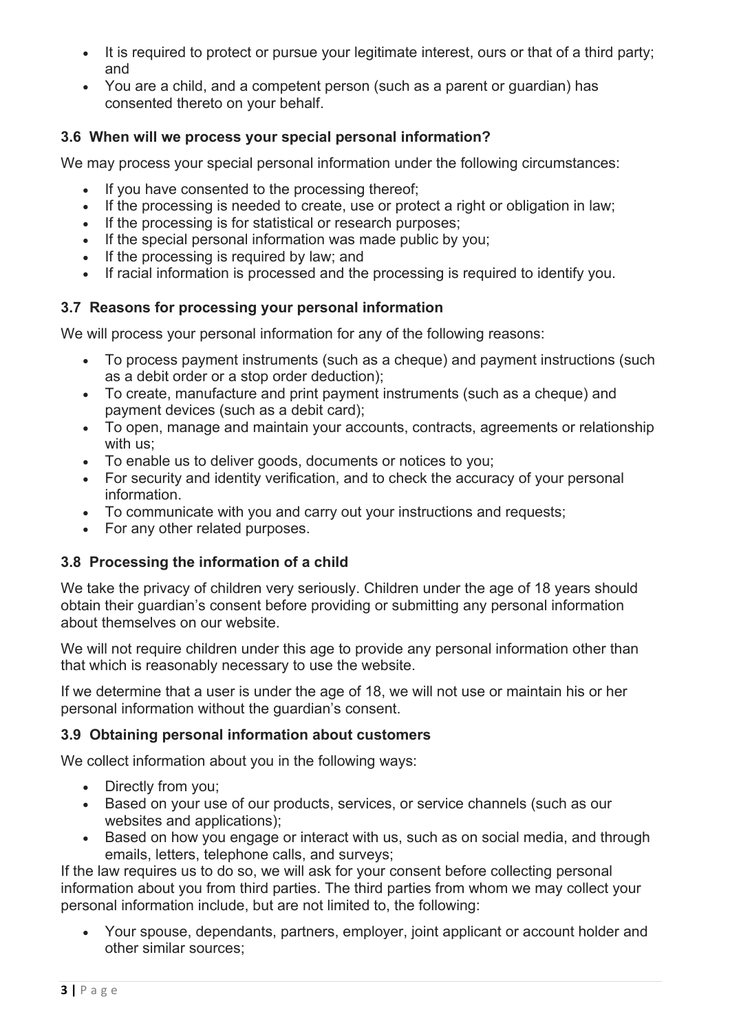- It is required to protect or pursue your legitimate interest, ours or that of a third party; and
- You are a child, and a competent person (such as a parent or guardian) has consented thereto on your behalf.

### 3.6 When will we process your special personal information?

We may process your special personal information under the following circumstances:

- If you have consented to the processing thereof;
- If the processing is needed to create, use or protect a right or obligation in law;
- If the processing is for statistical or research purposes;
- If the special personal information was made public by you;
- If the processing is required by law; and
- If racial information is processed and the processing is required to identify you.

### 3.7 Reasons for processing your personal information

We will process your personal information for any of the following reasons:

- To process payment instruments (such as a cheque) and payment instructions (such as a debit order or a stop order deduction);
- To create, manufacture and print payment instruments (such as a cheque) and payment devices (such as a debit card);
- To open, manage and maintain your accounts, contracts, agreements or relationship with us;
- To enable us to deliver goods, documents or notices to you;
- For security and identity verification, and to check the accuracy of your personal information.
- To communicate with you and carry out your instructions and requests;
- For any other related purposes.

### 3.8 Processing the information of a child

We take the privacy of children very seriously. Children under the age of 18 years should obtain their guardian's consent before providing or submitting any personal information about themselves on our website.

We will not require children under this age to provide any personal information other than that which is reasonably necessary to use the website.

If we determine that a user is under the age of 18, we will not use or maintain his or her personal information without the guardian's consent.

### 3.9 Obtaining personal information about customers

We collect information about you in the following ways:

- Directly from you;
- Based on your use of our products, services, or service channels (such as our websites and applications);
- Based on how you engage or interact with us, such as on social media, and through emails, letters, telephone calls, and surveys;

If the law requires us to do so, we will ask for your consent before collecting personal information about you from third parties. The third parties from whom we may collect your personal information include, but are not limited to, the following:

- Your spouse, dependants, partners, employer, joint applicant or account holder and other similar sources;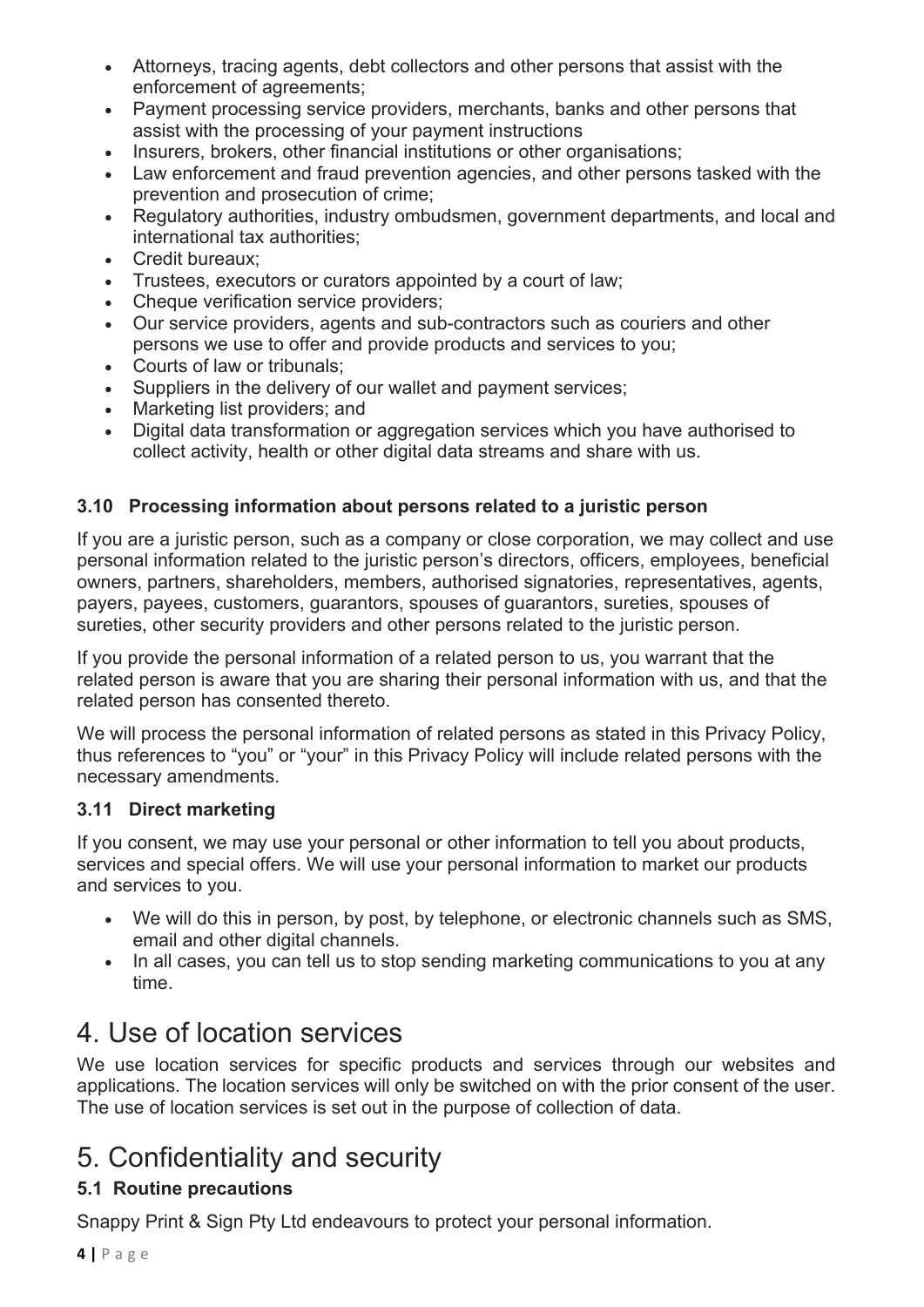- Attorneys, tracing agents, debt collectors and other persons that assist with the enforcement of agreements;
- Payment processing service providers, merchants, banks and other persons that assist with the processing of your payment instructions
- Insurers, brokers, other financial institutions or other organisations;
- Law enforcement and fraud prevention agencies, and other persons tasked with the prevention and prosecution of crime;
- Regulatory authorities, industry ombudsmen, government departments, and local and international tax authorities;
- Credit bureaux;
- Trustees, executors or curators appointed by a court of law;
- Cheque verification service providers;
- Our service providers, agents and sub-contractors such as couriers and other persons we use to offer and provide products and services to you;
- Courts of law or tribunals;
- Suppliers in the delivery of our wallet and payment services;
- Marketing list providers; and
- Digital data transformation or aggregation services which you have authorised to collect activity, health or other digital data streams and share with us.

### 3.10 Processing information about persons related to a juristic person

If you are a juristic person, such as a company or close corporation, we may collect and use personal information related to the juristic person's directors, officers, employees, beneficial owners, partners, shareholders, members, authorised signatories, representatives, agents, payers, payees, customers, guarantors, spouses of guarantors, sureties, spouses of sureties, other security providers and other persons related to the juristic person.

If you provide the personal information of a related person to us, you warrant that the related person is aware that you are sharing their personal information with us, and that the related person has consented thereto.

We will process the personal information of related persons as stated in this Privacy Policy, thus references to "you" or "your" in this Privacy Policy will include related persons with the necessary amendments.

### 3.11 Direct marketing

If you consent, we may use your personal or other information to tell you about products, services and special offers. We will use your personal information to market our products and services to you.

- We will do this in person, by post, by telephone, or electronic channels such as SMS, email and other digital channels.
- In all cases, you can tell us to stop sending marketing communications to you at any time.

# 4. Use of location services

We use location services for specific products and services through our websites and applications. The location services will only be switched on with the prior consent of the user. The use of location services is set out in the purpose of collection of data.

# 5. Confidentiality and security

### 5.1 Routine precautions

Snappy Print & Sign Pty Ltd endeavours to protect your personal information.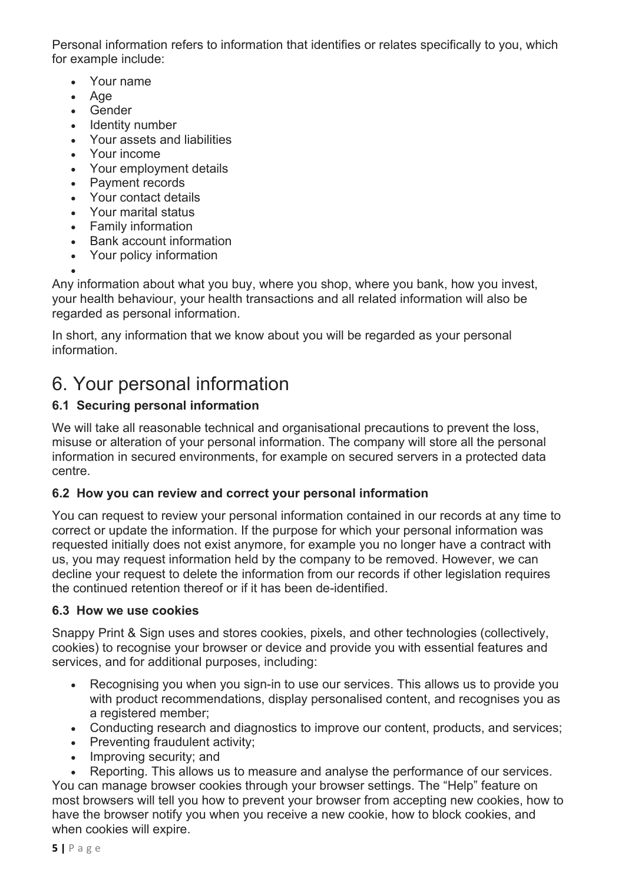Personal information refers to information that identifies or relates specifically to you, which for example include:

- Your name
- Age
- Gender
- Identity number
- Your assets and liabilities
- Your income
- Your employment details
- Payment records
- Your contact details
- Your marital status
- Family information
- Bank account information
- Your policy information

Any information about what you buy, where you shop, where you bank, how you invest, your health behaviour, your health transactions and all related information will also be regarded as personal information.

In short, any information that we know about you will be regarded as your personal information.

# 6. Your personal information

### 6.1 Securing personal information

We will take all reasonable technical and organisational precautions to prevent the loss, misuse or alteration of your personal information. The company will store all the personal information in secured environments, for example on secured servers in a protected data centre.

### 6.2 How you can review and correct your personal information

You can request to review your personal information contained in our records at any time to correct or update the information. If the purpose for which your personal information was requested initially does not exist anymore, for example you no longer have a contract with us, you may request information held by the company to be removed. However, we can decline your request to delete the information from our records if other legislation requires the continued retention thereof or if it has been de-identified.

### 6.3 How we use cookies

Snappy Print & Sign uses and stores cookies, pixels, and other technologies (collectively, cookies) to recognise your browser or device and provide you with essential features and services, and for additional purposes, including:

- Recognising you when you sign-in to use our services. This allows us to provide you with product recommendations, display personalised content, and recognises you as a registered member;
- Conducting research and diagnostics to improve our content, products, and services;
- Preventing fraudulent activity;
- Improving security; and
- Reporting. This allows us to measure and analyse the performance of our services.

You can manage browser cookies through your browser settings. The “Help” feature on most browsers will tell you how to prevent your browser from accepting new cookies, how to have the browser notify you when you receive a new cookie, how to block cookies, and when cookies will expire.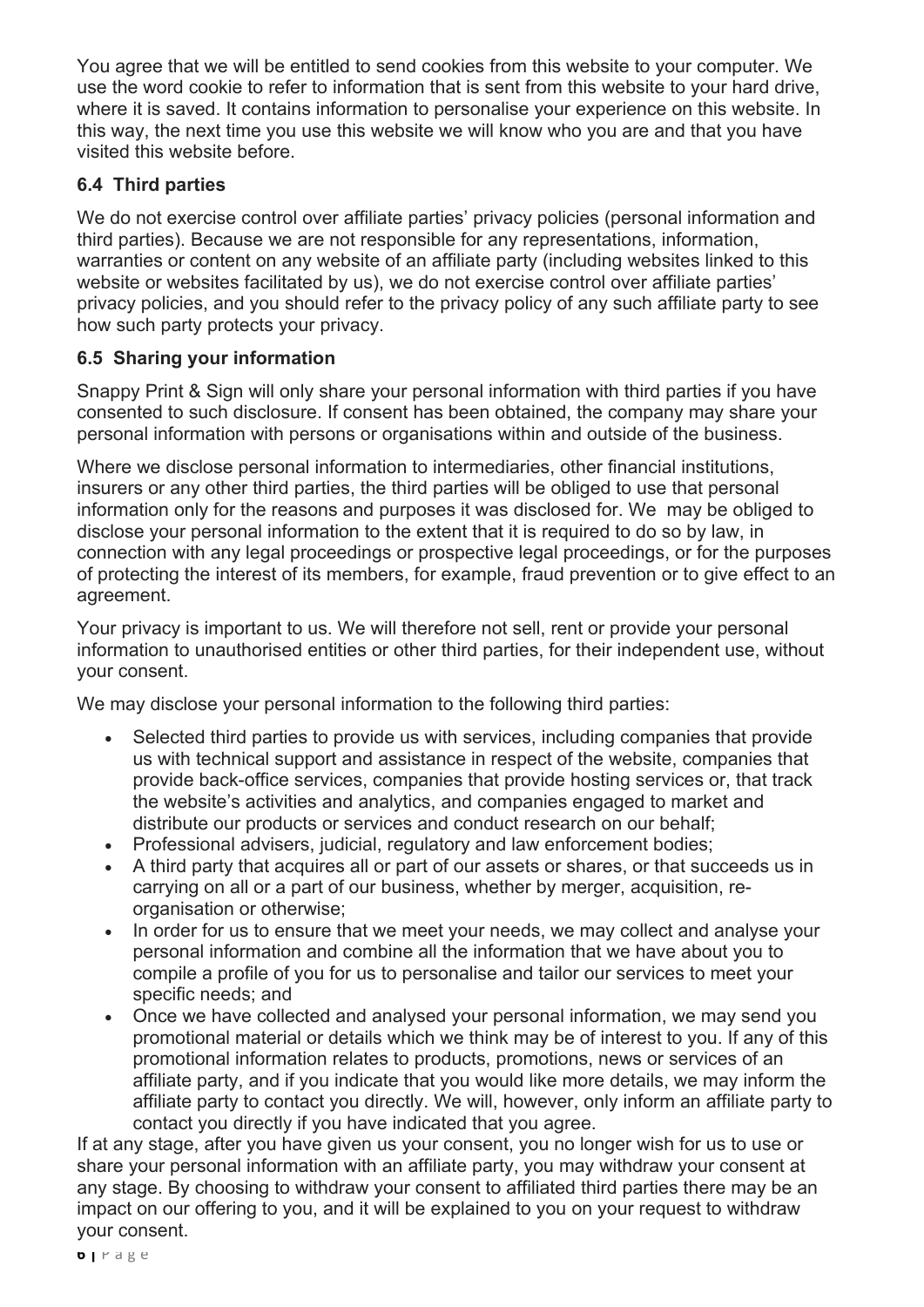You agree that we will be entitled to send cookies from this website to your computer. We use the word cookie to refer to information that is sent from this website to your hard drive, where it is saved. It contains information to personalise your experience on this website. In this way, the next time you use this website we will know who you are and that you have visited this website before.

### 6.4 Third parties

We do not exercise control over affiliate parties' privacy policies (personal information and third parties). Because we are not responsible for any representations, information, warranties or content on any website of an affiliate party (including websites linked to this website or websites facilitated by us), we do not exercise control over affiliate parties' privacy policies, and you should refer to the privacy policy of any such affiliate party to see how such party protects your privacy.

### 6.5 Sharing your information

Snappy Print & Sign will only share your personal information with third parties if you have consented to such disclosure. If consent has been obtained, the company may share your personal information with persons or organisations within and outside of the business.

Where we disclose personal information to intermediaries, other financial institutions, insurers or any other third parties, the third parties will be obliged to use that personal information only for the reasons and purposes it was disclosed for. We may be obliged to disclose your personal information to the extent that it is required to do so by law, in connection with any legal proceedings or prospective legal proceedings, or for the purposes of protecting the interest of its members, for example, fraud prevention or to give effect to an agreement.

Your privacy is important to us. We will therefore not sell, rent or provide your personal information to unauthorised entities or other third parties, for their independent use, without your consent.

We may disclose your personal information to the following third parties:

- Selected third parties to provide us with services, including companies that provide us with technical support and assistance in respect of the website, companies that provide back-office services, companies that provide hosting services or, that track the website's activities and analytics, and companies engaged to market and distribute our products or services and conduct research on our behalf;
- Professional advisers, judicial, regulatory and law enforcement bodies;
- A third party that acquires all or part of our assets or shares, or that succeeds us in carrying on all or a part of our business, whether by merger, acquisition, re-organisation or otherwise;
- In order for us to ensure that we meet your needs, we may collect and analyse your personal information and combine all the information that we have about you to compile a profile of you for us to personalise and tailor our services to meet your specific needs; and
- Once we have collected and analysed your personal information, we may send you promotional material or details which we think may be of interest to you. If any of this promotional information relates to products, promotions, news or services of an affiliate party, and if you indicate that you would like more details, we may inform the affiliate party to contact you directly. We will, however, only inform an affiliate party to contact you directly if you have indicated that you agree.

If at any stage, after you have given us your consent, you no longer wish for us to use or share your personal information with an affiliate party, you may withdraw your consent at any stage. By choosing to withdraw your consent to affiliated third parties there may be an impact on our offering to you, and it will be explained to you on your request to withdraw your consent.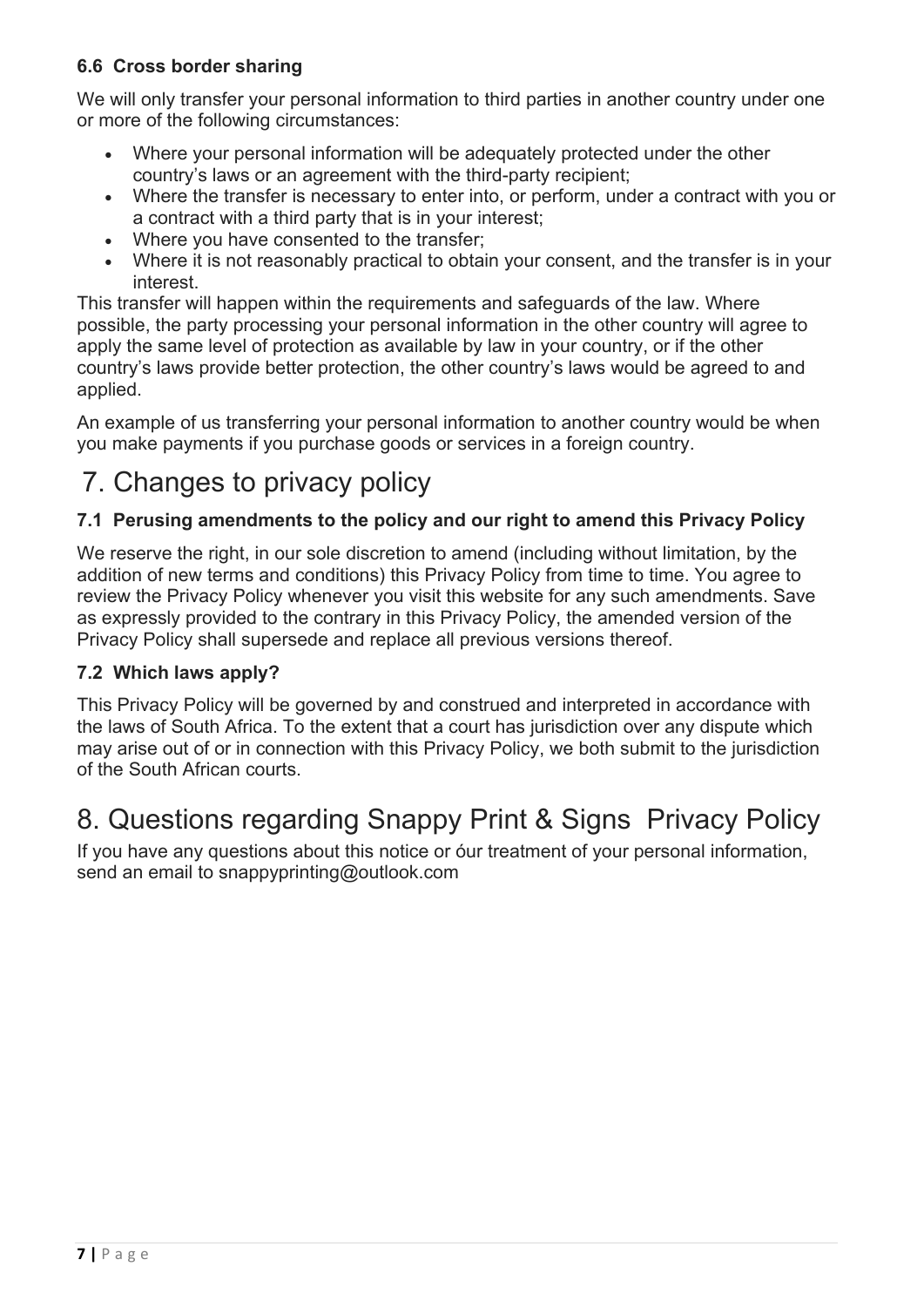### 6.6 Cross border sharing

We will only transfer your personal information to third parties in another country under one or more of the following circumstances:

- Where your personal information will be adequately protected under the other country's laws or an agreement with the third-party recipient;
- Where the transfer is necessary to enter into, or perform, under a contract with you or a contract with a third party that is in your interest;
- Where you have consented to the transfer;
- Where it is not reasonably practical to obtain your consent, and the transfer is in your interest.

This transfer will happen within the requirements and safeguards of the law. Where possible, the party processing your personal information in the other country will agree to apply the same level of protection as available by law in your country, or if the other country's laws provide better protection, the other country's laws would be agreed to and applied.

An example of us transferring your personal information to another country would be when you make payments if you purchase goods or services in a foreign country.

# 7. Changes to privacy policy

### 7.1 Perusing amendments to the policy and our right to amend this Privacy Policy

We reserve the right, in our sole discretion to amend (including without limitation, by the addition of new terms and conditions) this Privacy Policy from time to time. You agree to review the Privacy Policy whenever you visit this website for any such amendments. Save as expressly provided to the contrary in this Privacy Policy, the amended version of the Privacy Policy shall supersede and replace all previous versions thereof.

### 7.2 Which laws apply?

This Privacy Policy will be governed by and construed and interpreted in accordance with the laws of South Africa. To the extent that a court has jurisdiction over any dispute which may arise out of or in connection with this Privacy Policy, we both submit to the jurisdiction of the South African courts.

# 8. Questions regarding Snappy Print & Signs Privacy Policy

If you have any questions about this notice or óur treatment of your personal information, send an email to snappyprinting@outlook.com